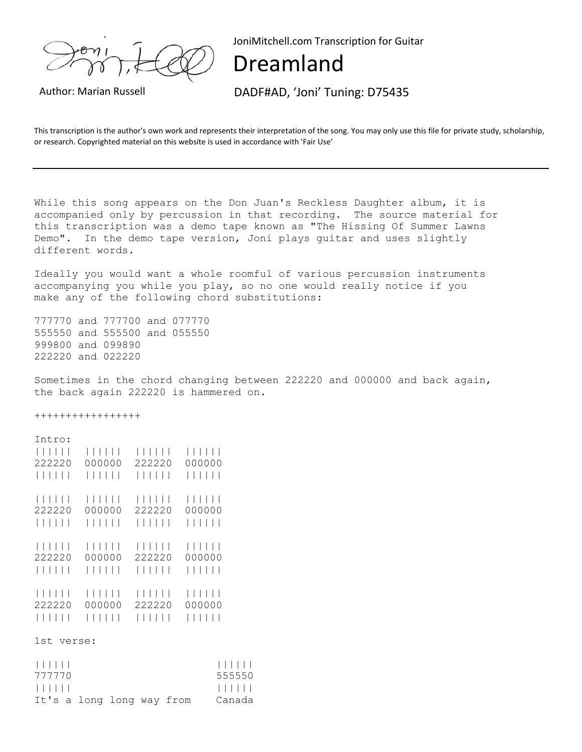JoniMitchell.com Transcription for Guitar

# Dreamland

Author: Marian Russell

DADF#AD, 'Joni' Tuning: D75435

This transcription is the author's own work and represents their interpretation of the song. You may only use this file for private study, scholarship, or research. Copyrighted material on this website is used in accordance with 'Fair Use'

---

While this song appears on the Don Juan's Reckless Daughter album, it is accompanied only by percussion in that recording. The source material for this transcription was a demo tape known as "The Hissing Of Summer Lawns Demo". In the demo tape version, Joni plays guitar and uses slightly different words.

Ideally you would want a whole roomful of various percussion instruments accompanying you while you play, so no one would really notice if you make any of the following chord substitutions:

```
777770 and 777700 and 077770
555550 and 555500 and 055550
999800 and 099890
222220 and 022220
```

Sometimes in the chord changing between 222220 and 000000 and back again, the back again 222220 is hammered on.

+++++++++++++++++

Intro:

```
||||||  ||||||  ||||||  ||||||
222220  000000  222220  000000
||||||  ||||||  ||||||  ||||||

||||||  ||||||  ||||||  ||||||
222220  000000  222220  000000
||||||  ||||||  ||||||  ||||||

||||||  ||||||  ||||||  ||||||
222220  000000  222220  000000
||||||  ||||||  ||||||  ||||||

||||||  ||||||  ||||||  ||||||
222220  000000  222220  000000
||||||  ||||||  ||||||  ||||||
```

1st verse:

```
||||||                    ||||||
777770                    555550
||||||                    ||||||
It's a long long way from    Canada
```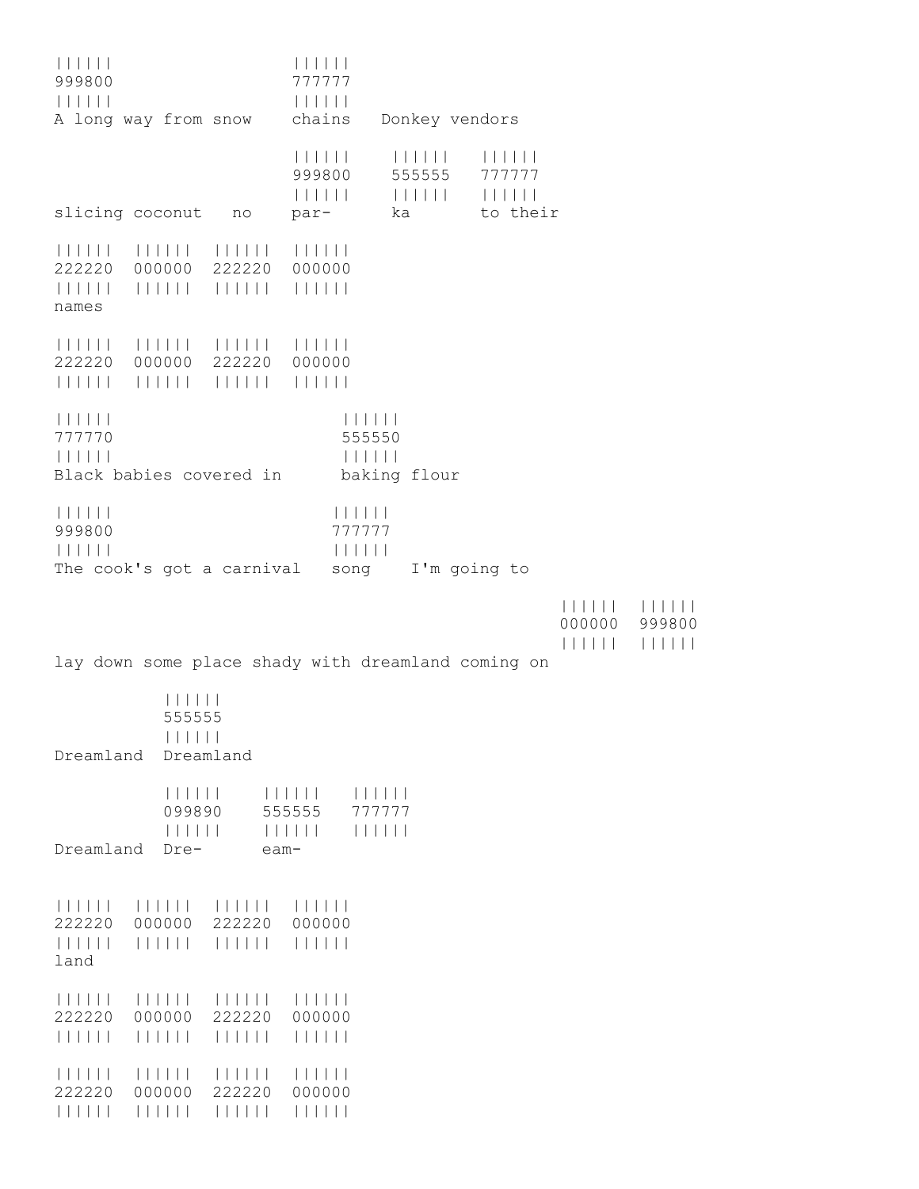```
||||||                  ||||||
999800                  777777
||||||                  ||||||
A long way from snow    chains   Donkey vendors

                        ||||||    ||||||   ||||||
                        999800    555555   777777
                        ||||||    ||||||   ||||||
slicing coconut   no    par-      ka       to their

||||||  ||||||  ||||||  ||||||
222220  000000  222220  000000
||||||  ||||||  ||||||  ||||||
names

||||||  ||||||  ||||||  ||||||
222220  000000  222220  000000
||||||  ||||||  ||||||  ||||||

||||||                        ||||||
777770                        555550
||||||                        ||||||
Black babies covered in       baking flour

||||||                       ||||||
999800                       777777
||||||                       ||||||
The cook's got a carnival   song    I'm going to

                                                      ||||||  ||||||
                                                      000000  999800
                                                      ||||||  ||||||
lay down some place shady with dreamland coming on

           ||||||
           555555
           ||||||
Dreamland  Dreamland

           ||||||    ||||||   ||||||
           099890    555555   777777
           ||||||    ||||||   ||||||
Dreamland  Dre-      eam-


||||||  ||||||  ||||||  ||||||
222220  000000  222220  000000
||||||  ||||||  ||||||  ||||||
land

||||||  ||||||  ||||||  ||||||
222220  000000  222220  000000
||||||  ||||||  ||||||  ||||||

||||||  ||||||  ||||||  ||||||
222220  000000  222220  000000
||||||  ||||||  ||||||  ||||||
```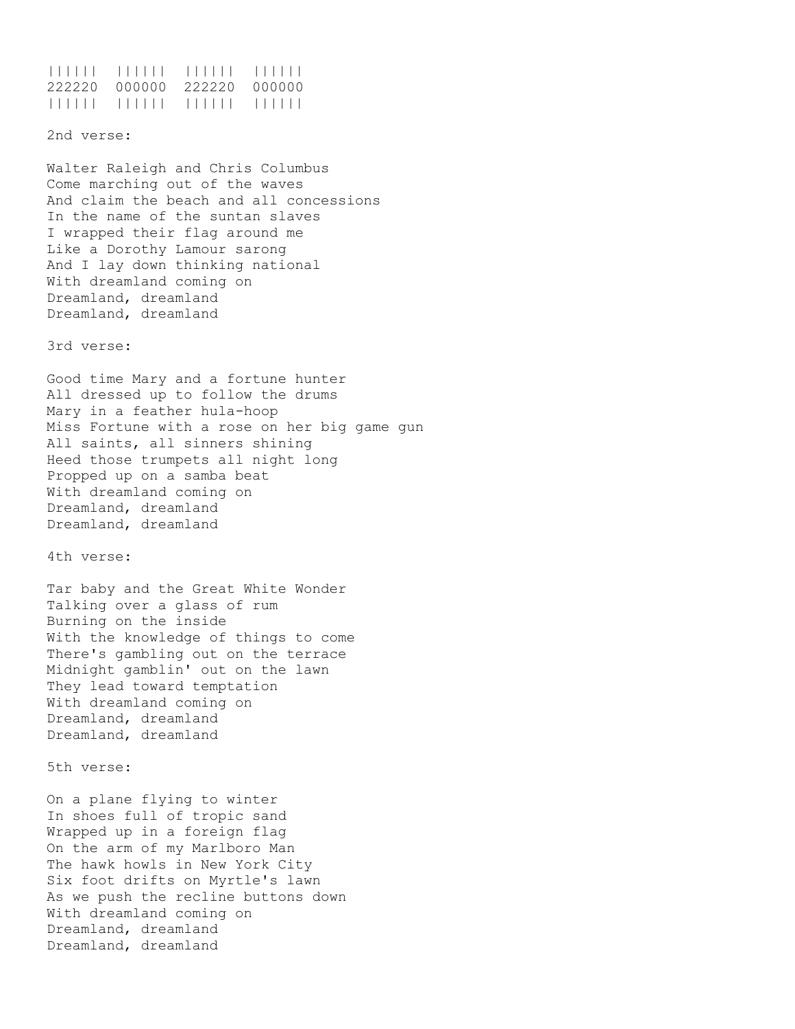```
||||||  ||||||  ||||||  ||||||
222220  000000  222220  000000
||||||  ||||||  ||||||  ||||||
```

2nd verse:

Walter Raleigh and Chris Columbus
Come marching out of the waves
And claim the beach and all concessions
In the name of the suntan slaves
I wrapped their flag around me
Like a Dorothy Lamour sarong
And I lay down thinking national
With dreamland coming on
Dreamland, dreamland
Dreamland, dreamland

3rd verse:

Good time Mary and a fortune hunter
All dressed up to follow the drums
Mary in a feather hula-hoop
Miss Fortune with a rose on her big game gun
All saints, all sinners shining
Heed those trumpets all night long
Propped up on a samba beat
With dreamland coming on
Dreamland, dreamland
Dreamland, dreamland

4th verse:

Tar baby and the Great White Wonder
Talking over a glass of rum
Burning on the inside
With the knowledge of things to come
There's gambling out on the terrace
Midnight gamblin' out on the lawn
They lead toward temptation
With dreamland coming on
Dreamland, dreamland
Dreamland, dreamland

5th verse:

On a plane flying to winter
In shoes full of tropic sand
Wrapped up in a foreign flag
On the arm of my Marlboro Man
The hawk howls in New York City
Six foot drifts on Myrtle's lawn
As we push the recline buttons down
With dreamland coming on
Dreamland, dreamland
Dreamland, dreamland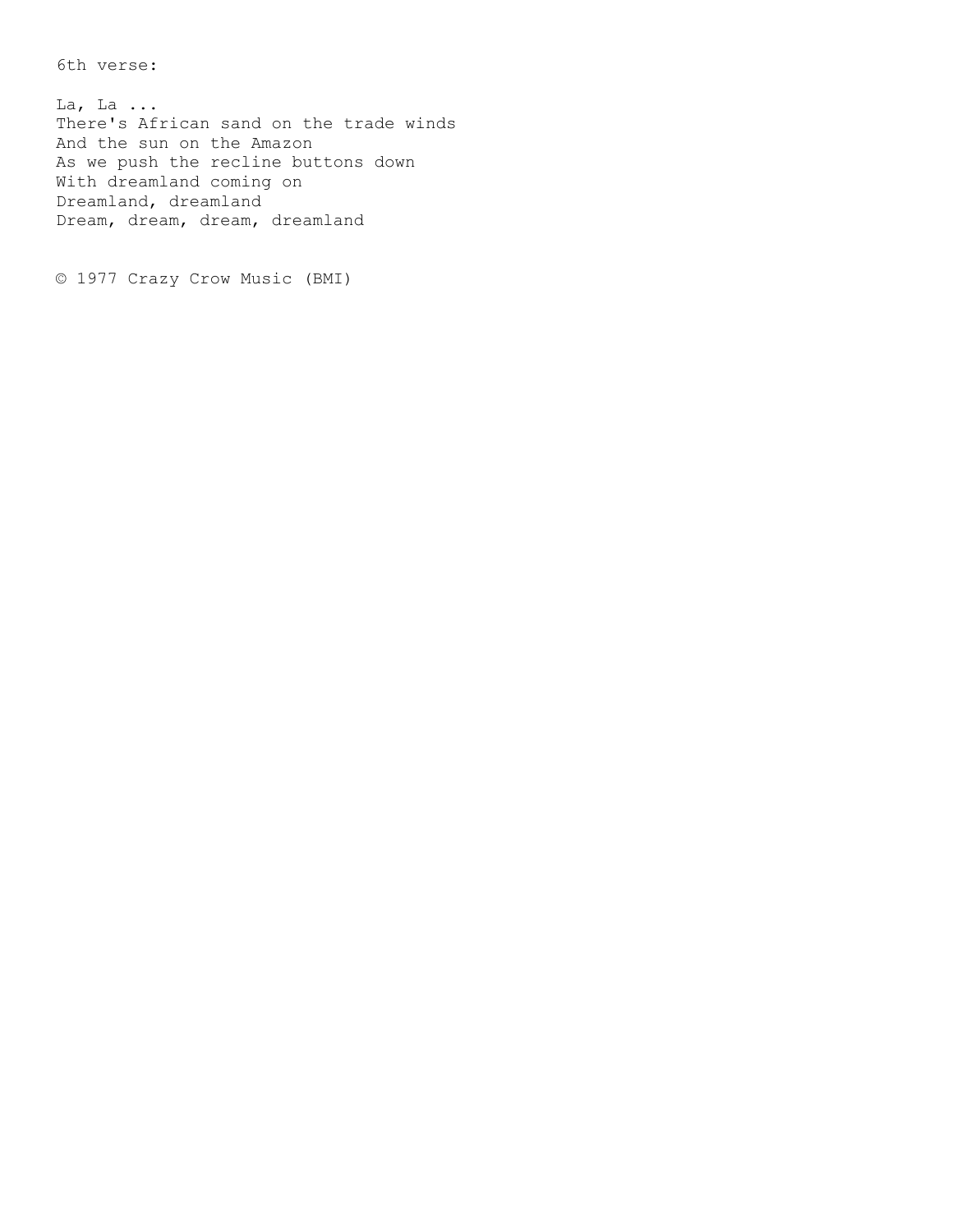6th verse:

La, La ...
There's African sand on the trade winds
And the sun on the Amazon
As we push the recline buttons down
With dreamland coming on
Dreamland, dreamland
Dream, dream, dream, dreamland

© 1977 Crazy Crow Music (BMI)